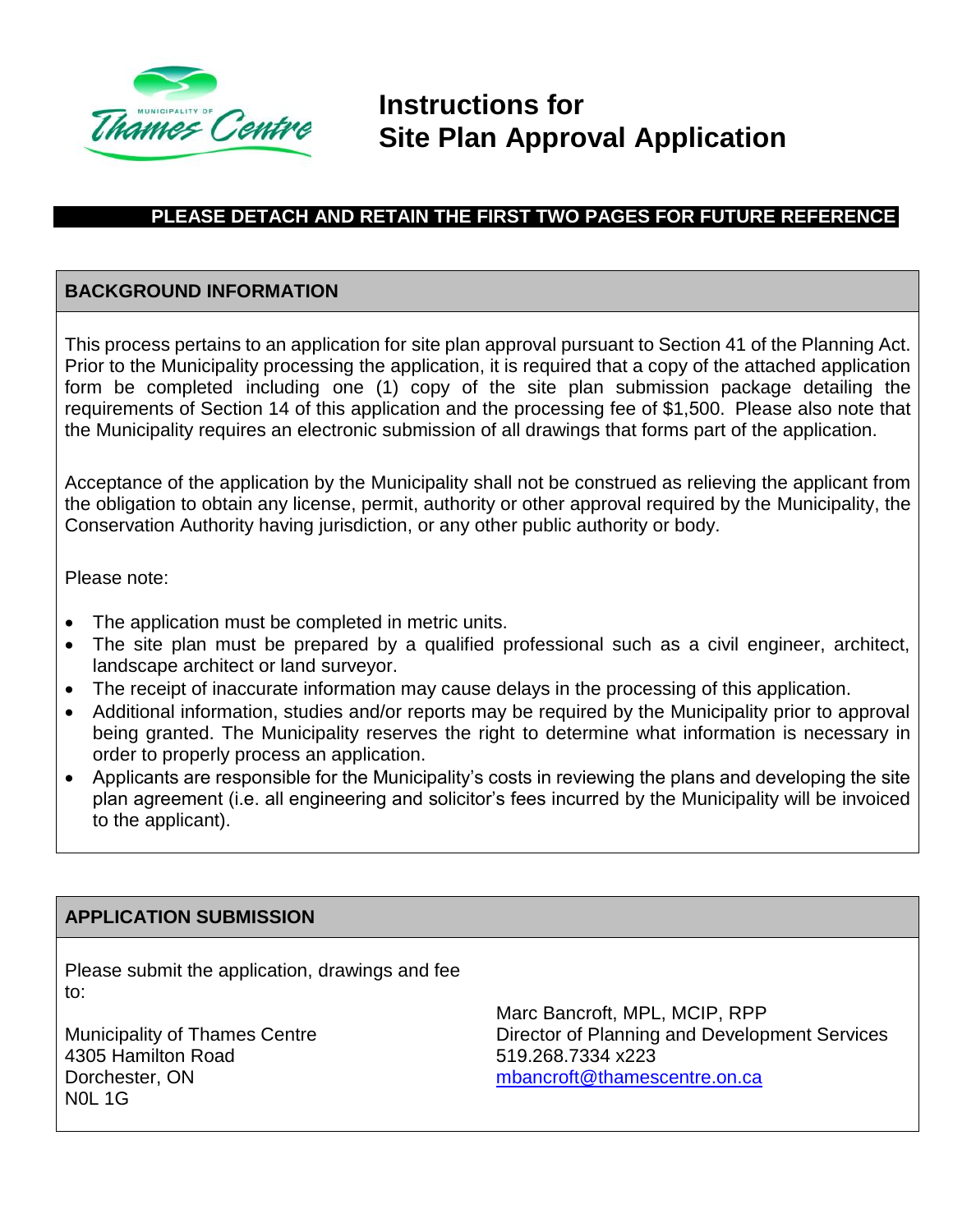# Instructions for Site Plan Approval Application

**PLEASE DETACH AND RETAIN THE FIRST TWO PAGES FOR FUTURE REFERENCE**

## BACKGROUND INFORMATION

This process pertains to an application for site plan approval pursuant to Section 41 of the Planning Act. Prior to the Municipality processing the application, it is required that a copy of the attached application form be completed including one (1) copy of the site plan submission package detailing the requirements of Section 14 of this application and the processing fee of $1,500. Please also note that the Municipality requires an electronic submission of all drawings that forms part of the application.

Acceptance of the application by the Municipality shall not be construed as relieving the applicant from the obligation to obtain any license, permit, authority or other approval required by the Municipality, the Conservation Authority having jurisdiction, or any other public authority or body.

Please note:

- The application must be completed in metric units.
- The site plan must be prepared by a qualified professional such as a civil engineer, architect, landscape architect or land surveyor.
- The receipt of inaccurate information may cause delays in the processing of this application.
- Additional information, studies and/or reports may be required by the Municipality prior to approval being granted. The Municipality reserves the right to determine what information is necessary in order to properly process an application.
- Applicants are responsible for the Municipality's costs in reviewing the plans and developing the site plan agreement (i.e. all engineering and solicitor's fees incurred by the Municipality will be invoiced to the applicant).

## APPLICATION SUBMISSION

Please submit the application, drawings and fee to:

Municipality of Thames Centre
4305 Hamilton Road
Dorchester, ON
N0L 1G

Marc Bancroft, MPL, MCIP, RPP
Director of Planning and Development Services
519.268.7334 x223
mbancroft@thamescentre.on.ca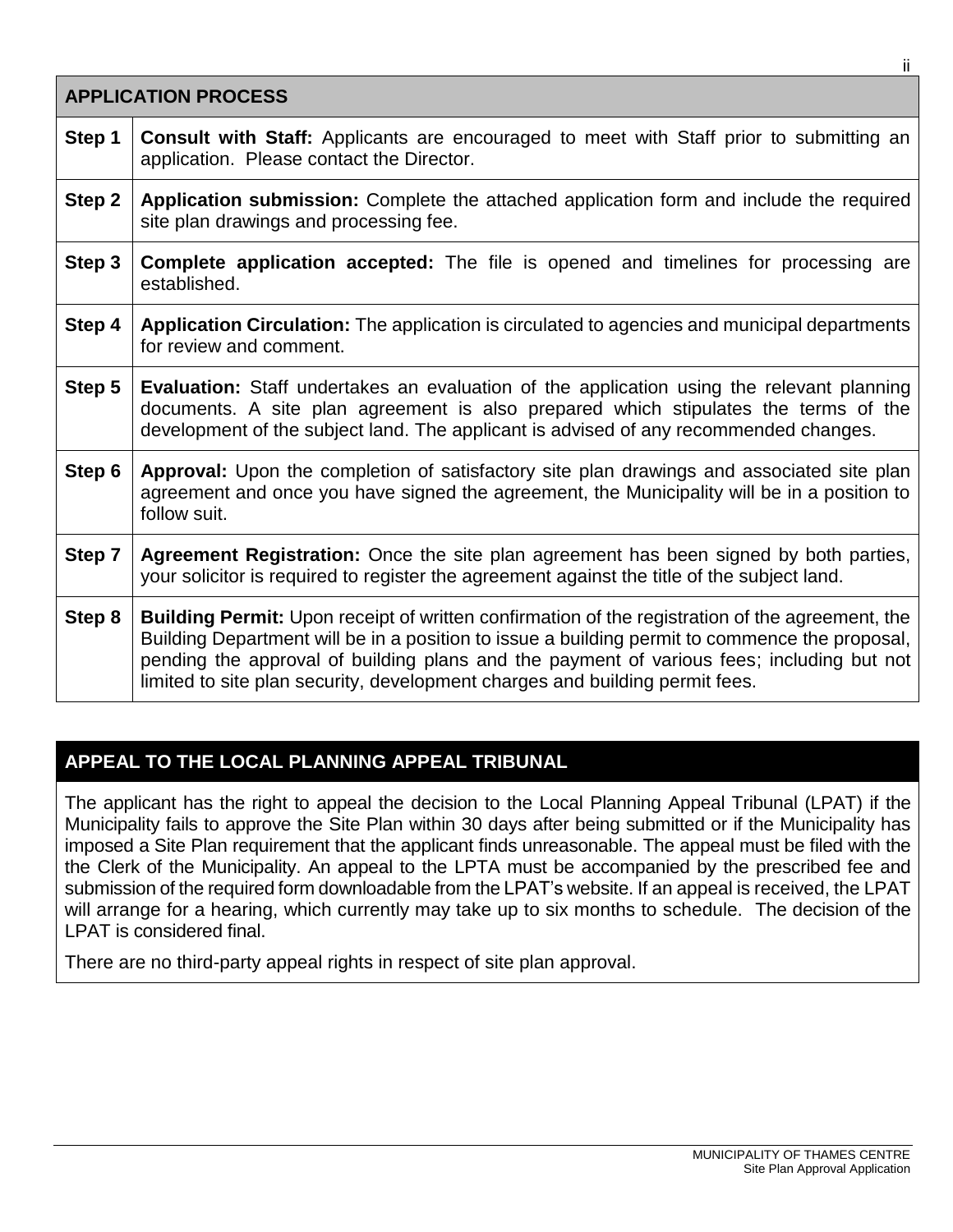| APPLICATION PROCESS | |
|---|---|
| **Step 1** | **Consult with Staff:** Applicants are encouraged to meet with Staff prior to submitting an application. Please contact the Director. |
| **Step 2** | **Application submission:** Complete the attached application form and include the required site plan drawings and processing fee. |
| **Step 3** | **Complete application accepted:** The file is opened and timelines for processing are established. |
| **Step 4** | **Application Circulation:** The application is circulated to agencies and municipal departments for review and comment. |
| **Step 5** | **Evaluation:** Staff undertakes an evaluation of the application using the relevant planning documents. A site plan agreement is also prepared which stipulates the terms of the development of the subject land. The applicant is advised of any recommended changes. |
| **Step 6** | **Approval:** Upon the completion of satisfactory site plan drawings and associated site plan agreement and once you have signed the agreement, the Municipality will be in a position to follow suit. |
| **Step 7** | **Agreement Registration:** Once the site plan agreement has been signed by both parties, your solicitor is required to register the agreement against the title of the subject land. |
| **Step 8** | **Building Permit:** Upon receipt of written confirmation of the registration of the agreement, the Building Department will be in a position to issue a building permit to commence the proposal, pending the approval of building plans and the payment of various fees; including but not limited to site plan security, development charges and building permit fees. |

## APPEAL TO THE LOCAL PLANNING APPEAL TRIBUNAL

The applicant has the right to appeal the decision to the Local Planning Appeal Tribunal (LPAT) if the Municipality fails to approve the Site Plan within 30 days after being submitted or if the Municipality has imposed a Site Plan requirement that the applicant finds unreasonable. The appeal must be filed with the the Clerk of the Municipality. An appeal to the LPTA must be accompanied by the prescribed fee and submission of the required form downloadable from the LPAT's website. If an appeal is received, the LPAT will arrange for a hearing, which currently may take up to six months to schedule. The decision of the LPAT is considered final.

There are no third-party appeal rights in respect of site plan approval.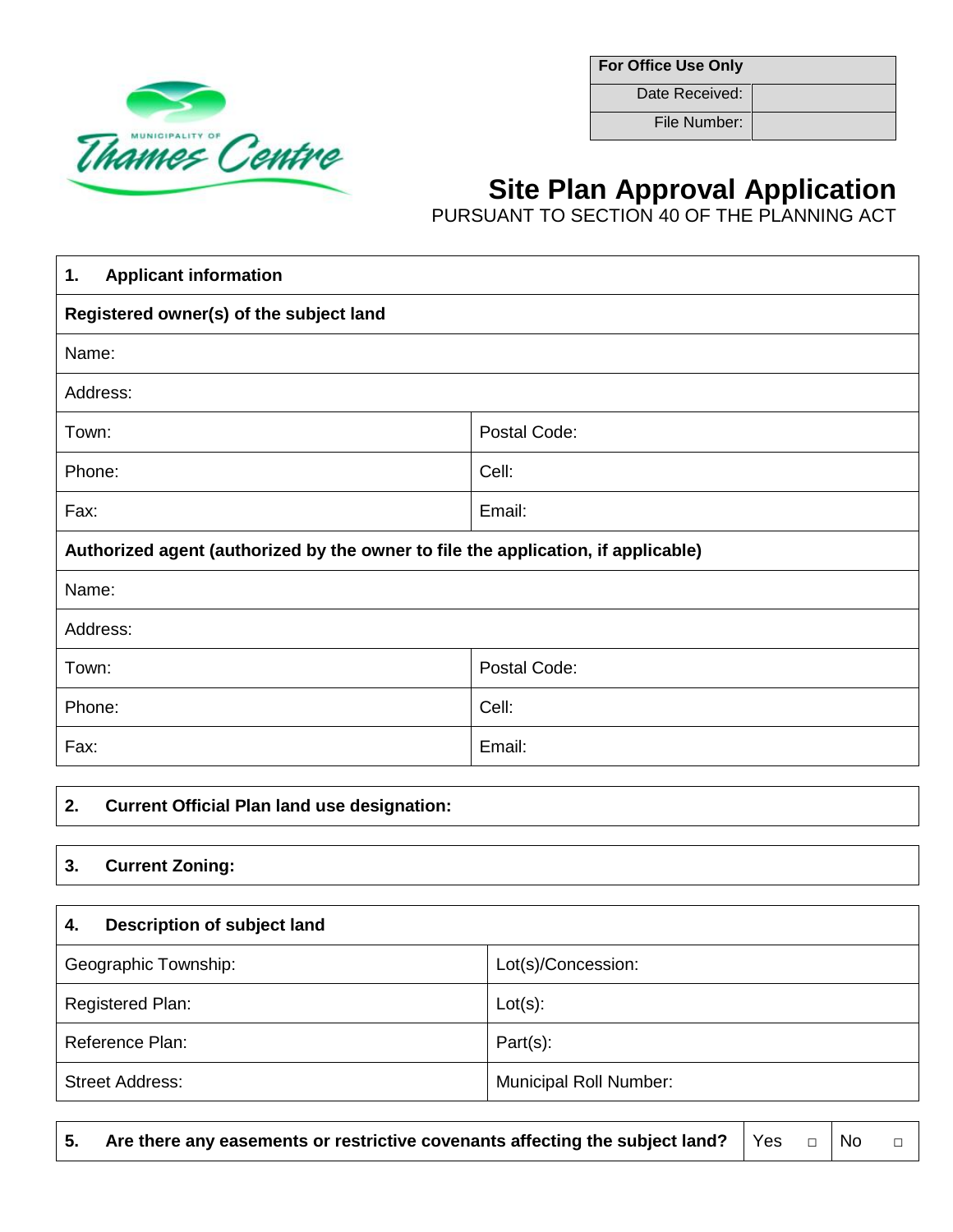MUNICIPALITY OF Thames Centre

| For Office Use Only | |
|---|---|
| Date Received: | |
| File Number: | |

# Site Plan Approval Application

PURSUANT TO SECTION 40 OF THE PLANNING ACT

| **1. Applicant information** | |
|---|---|
| **Registered owner(s) of the subject land** | |
| Name: | |
| Address: | |
| Town: | Postal Code: |
| Phone: | Cell: |
| Fax: | Email: |
| **Authorized agent (authorized by the owner to file the application, if applicable)** | |
| Name: | |
| Address: | |
| Town: | Postal Code: |
| Phone: | Cell: |
| Fax: | Email: |

**2. Current Official Plan land use designation:**

**3. Current Zoning:**

| **4. Description of subject land** | |
|---|---|
| Geographic Township: | Lot(s)/Concession: |
| Registered Plan: | Lot(s): |
| Reference Plan: | Part(s): |
| Street Address: | Municipal Roll Number: |

| **5. Are there any easements or restrictive covenants affecting the subject land?** | Yes □ | No □ |
|---|---|---|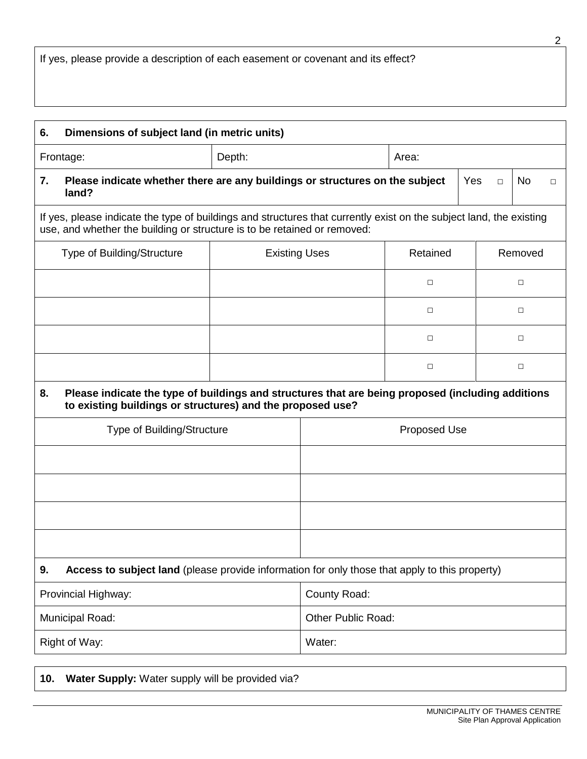If yes, please provide a description of each easement or covenant and its effect?

**6. Dimensions of subject land (in metric units)**

| Frontage: | Depth: | Area: |
|---|---|---|

**7. Please indicate whether there are any buildings or structures on the subject land?** Yes □ No □

If yes, please indicate the type of buildings and structures that currently exist on the subject land, the existing use, and whether the building or structure is to be retained or removed:

| Type of Building/Structure | Existing Uses | Retained | Removed |
|---|---|---|---|
| | | □ | □ |
| | | □ | □ |
| | | □ | □ |
| | | □ | □ |

**8. Please indicate the type of buildings and structures that are being proposed (including additions to existing buildings or structures) and the proposed use?**

| Type of Building/Structure | Proposed Use |
|---|---|
| | |
| | |
| | |
| | |

**9. Access to subject land** (please provide information for only those that apply to this property)

| | |
|---|---|
| Provincial Highway: | County Road: |
| Municipal Road: | Other Public Road: |
| Right of Way: | Water: |

**10. Water Supply:** Water supply will be provided via?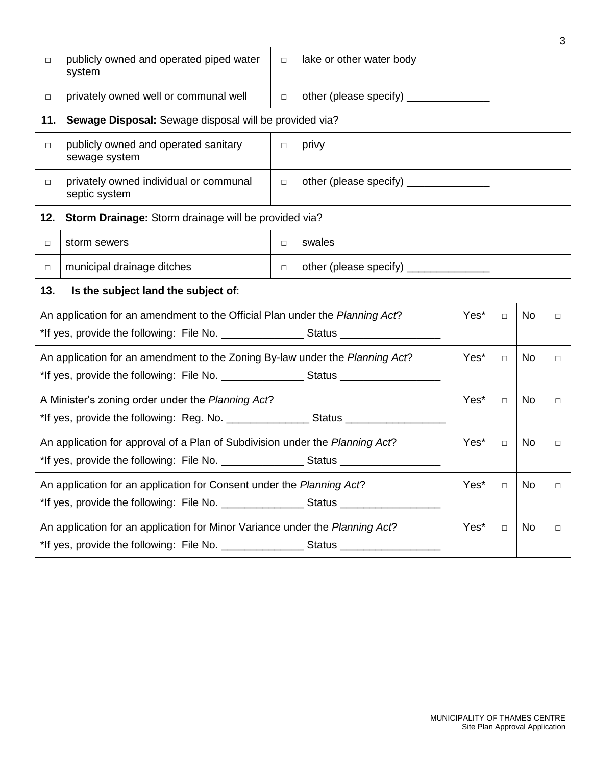| □ | publicly owned and operated piped water system | □ | lake or other water body |
|---|---|---|---|
| □ | privately owned well or communal well | □ | other (please specify) ______________ |
| **11.** | **Sewage Disposal:** Sewage disposal will be provided via? | | |
| □ | publicly owned and operated sanitary sewage system | □ | privy |
| □ | privately owned individual or communal septic system | □ | other (please specify) ______________ |
| **12.** | **Storm Drainage:** Storm drainage will be provided via? | | |
| □ | storm sewers | □ | swales |
| □ | municipal drainage ditches | □ | other (please specify) ______________ |

| **13. Is the subject land the subject of**: | | | | |
|---|---|---|---|---|
| An application for an amendment to the Official Plan under the *Planning Act*?<br>*If yes, provide the following: File No. ______________ Status _________________ | Yes* | □ | No | □ |
| An application for an amendment to the Zoning By-law under the *Planning Act*?<br>*If yes, provide the following: File No. ______________ Status _________________ | Yes* | □ | No | □ |
| A Minister's zoning order under the *Planning Act*?<br>*If yes, provide the following: Reg. No. ______________ Status _________________ | Yes* | □ | No | □ |
| An application for approval of a Plan of Subdivision under the *Planning Act*?<br>*If yes, provide the following: File No. ______________ Status _________________ | Yes* | □ | No | □ |
| An application for an application for Consent under the *Planning Act*?<br>*If yes, provide the following: File No. ______________ Status _________________ | Yes* | □ | No | □ |
| An application for an application for Minor Variance under the *Planning Act*?<br>*If yes, provide the following: File No. ______________ Status _________________ | Yes* | □ | No | □ |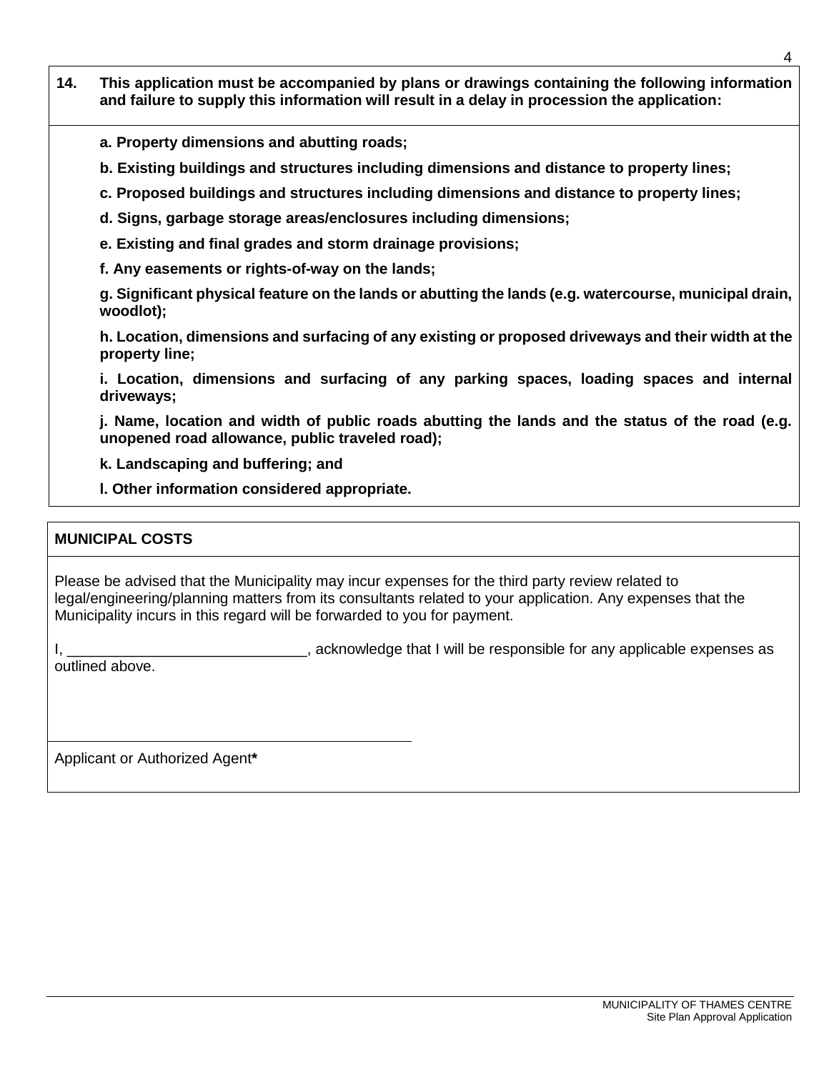**14. This application must be accompanied by plans or drawings containing the following information and failure to supply this information will result in a delay in procession the application:**

**a. Property dimensions and abutting roads;**

**b. Existing buildings and structures including dimensions and distance to property lines;**

**c. Proposed buildings and structures including dimensions and distance to property lines;**

**d. Signs, garbage storage areas/enclosures including dimensions;**

**e. Existing and final grades and storm drainage provisions;**

**f. Any easements or rights-of-way on the lands;**

**g. Significant physical feature on the lands or abutting the lands (e.g. watercourse, municipal drain, woodlot);**

**h. Location, dimensions and surfacing of any existing or proposed driveways and their width at the property line;**

**i. Location, dimensions and surfacing of any parking spaces, loading spaces and internal driveways;**

**j. Name, location and width of public roads abutting the lands and the status of the road (e.g. unopened road allowance, public traveled road);**

**k. Landscaping and buffering; and**

**l. Other information considered appropriate.**

**MUNICIPAL COSTS**

Please be advised that the Municipality may incur expenses for the third party review related to legal/engineering/planning matters from its consultants related to your application. Any expenses that the Municipality incurs in this regard will be forwarded to you for payment.

I, _____________________________, acknowledge that I will be responsible for any applicable expenses as outlined above.

_____________________________________________

Applicant or Authorized Agent**\***

MUNICIPALITY OF THAMES CENTRE
Site Plan Approval Application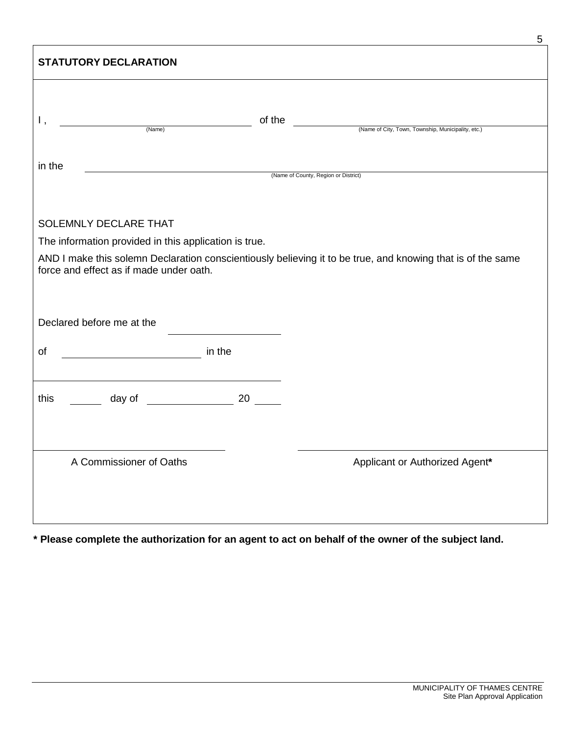## STATUTORY DECLARATION

I, ______________________________ of the ______________________________
(Name) (Name of City, Town, Township, Municipality, etc.)

in the ______________________________________________________________
(Name of County, Region or District)

SOLEMNLY DECLARE THAT

The information provided in this application is true.

AND I make this solemn Declaration conscientiously believing it to be true, and knowing that is of the same force and effect as if made under oath.

Declared before me at the ____________________

of ____________________ in the

______________________________

this ______ day of ______________ 20 _____

______________________________ ______________________________

A Commissioner of Oaths Applicant or Authorized Agent*

**\* Please complete the authorization for an agent to act on behalf of the owner of the subject land.**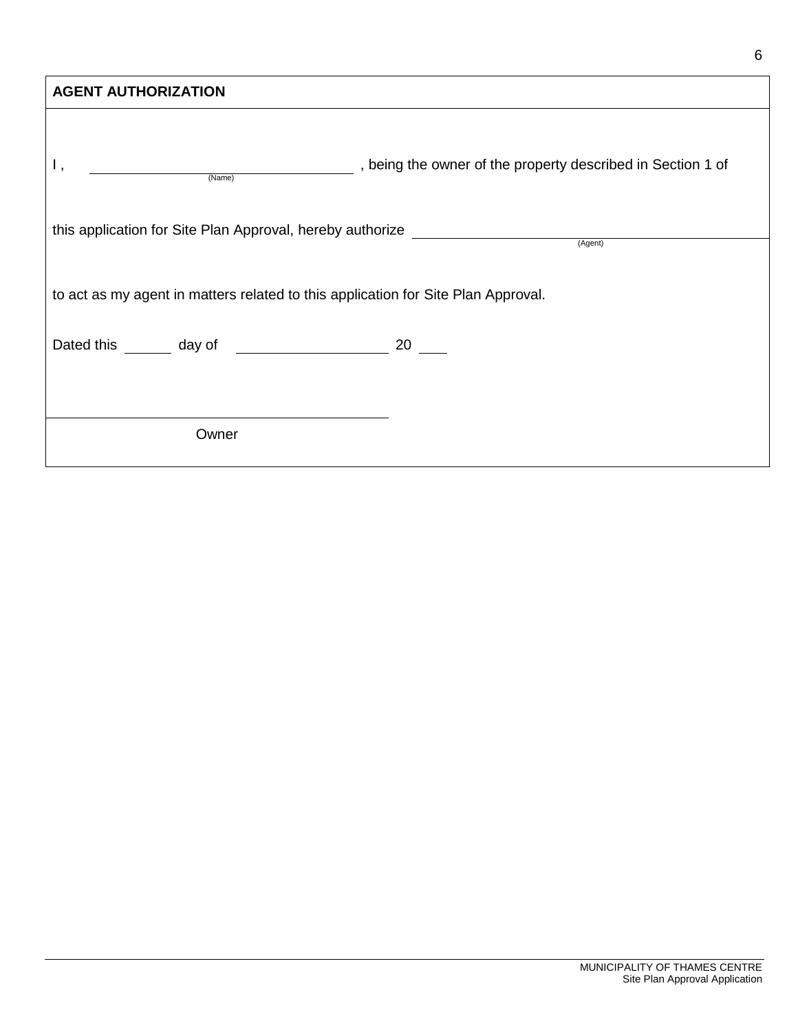## AGENT AUTHORIZATION

I , ______________________________ (Name) , being the owner of the property described in Section 1 of

this application for Site Plan Approval, hereby authorize ______________________________ (Agent)

to act as my agent in matters related to this application for Site Plan Approval.

Dated this ______ day of ________________ 20 ___

______________________________

Owner